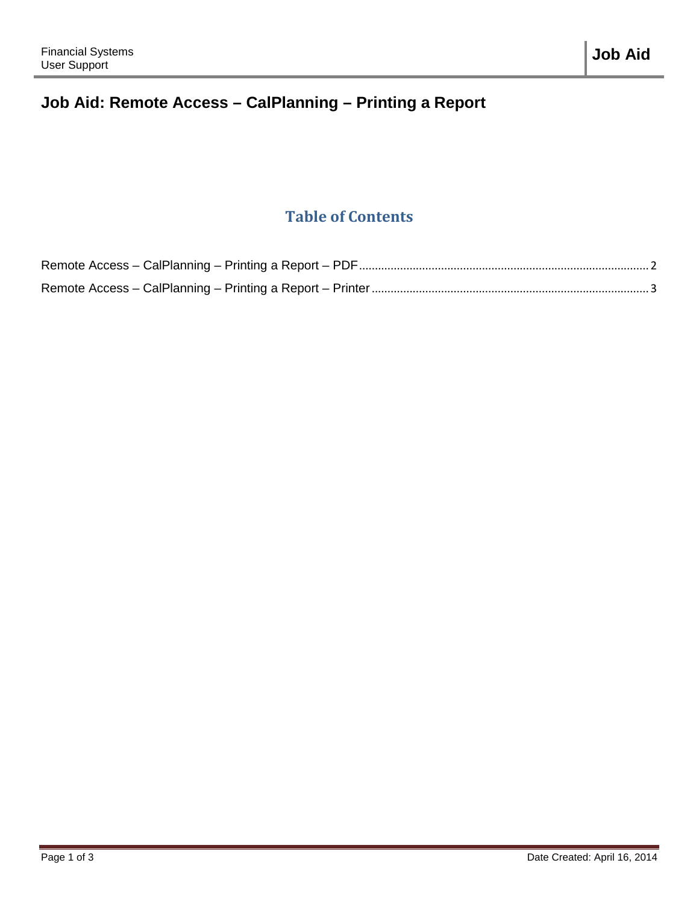# Job Aid: Remote Access – CalPlanning – Printing a Report

## Table of Contents

Remote Access – CalPlanning – Printing a Report – PDF ........ 2

Remote Access – CalPlanning – Printing a Report – Printer ........ 3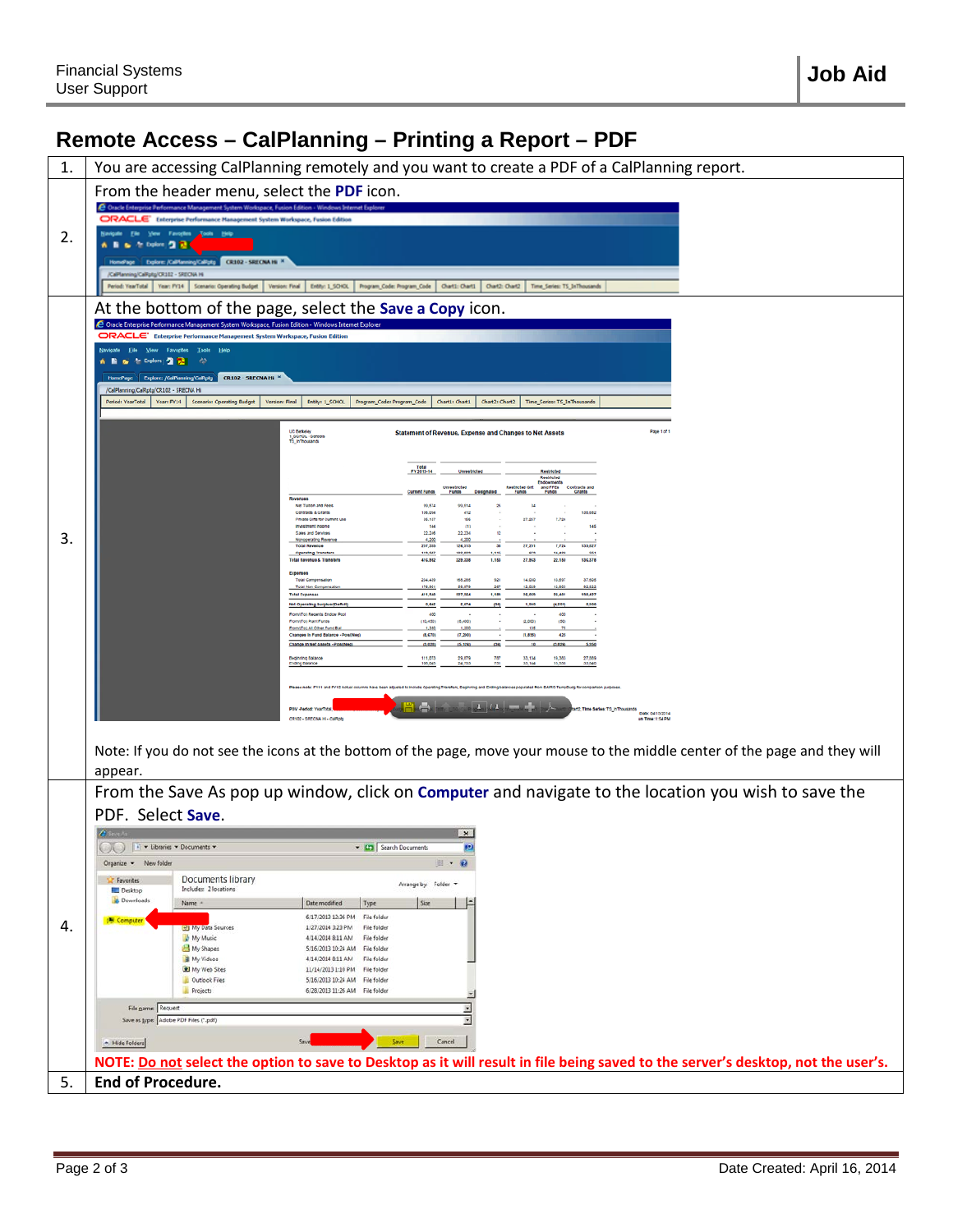# Remote Access – CalPlanning – Printing a Report – PDF

| | |
|---|---|
| 1. | You are accessing CalPlanning remotely and you want to create a PDF of a CalPlanning report. |
| 2. | From the header menu, select the **PDF** icon. |
| 3. | At the bottom of the page, select the **Save a Copy** icon. Note: If you do not see the icons at the bottom of the page, move your mouse to the middle center of the page and they will appear. |
| 4. | From the Save As pop up window, click on **Computer** and navigate to the location you wish to save the PDF. Select **Save**. **NOTE: Do not select the option to save to Desktop as it will result in file being saved to the server's desktop, not the user's.** |
| 5. | **End of Procedure.** |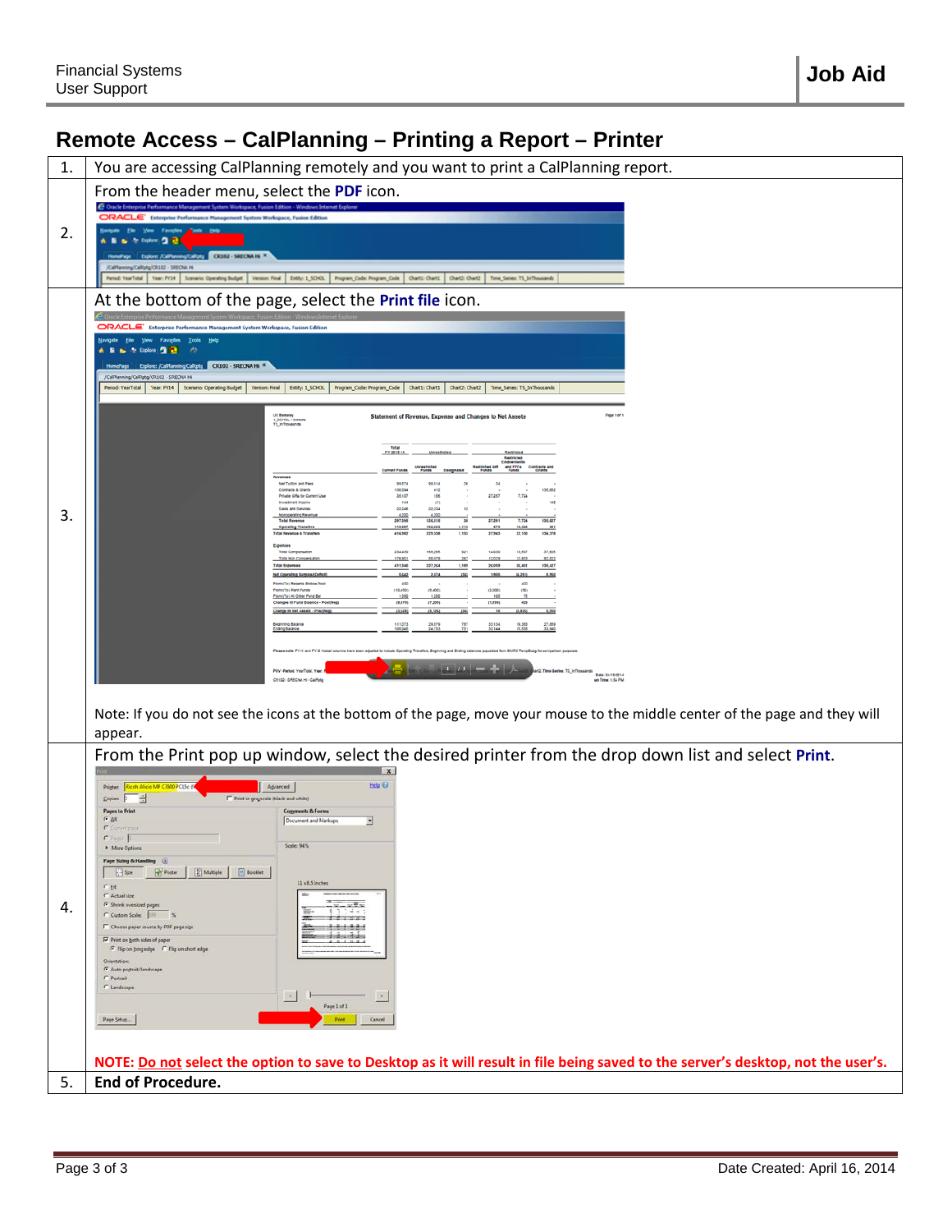# Remote Access – CalPlanning – Printing a Report – Printer

| | |
|---|---|
| 1. | You are accessing CalPlanning remotely and you want to print a CalPlanning report. |
| 2. | From the header menu, select the **PDF** icon. |
| 3. | At the bottom of the page, select the **Print file** icon. Note: If you do not see the icons at the bottom of the page, move your mouse to the middle center of the page and they will appear. |
| 4. | From the Print pop up window, select the desired printer from the drop down list and select **Print**. **NOTE: Do not select the option to save to Desktop as it will result in file being saved to the server's desktop, not the user's.** |
| 5. | **End of Procedure.** |

Date Created: April 16, 2014